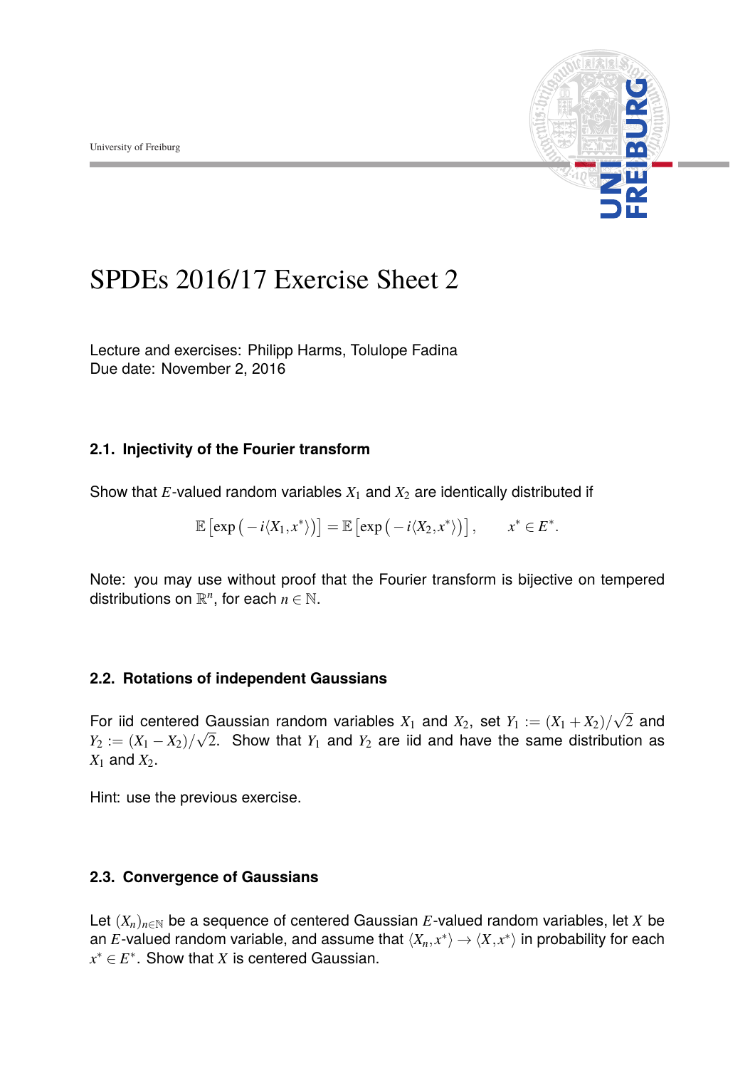University of Freiburg

# SPDEs 2016/17 Exercise Sheet 2

Lecture and exercises: Philipp Harms, Tolulope Fadina
Due date: November 2, 2016

### 2.1. Injectivity of the Fourier transform

Show that $E$-valued random variables $X_1$ and $X_2$ are identically distributed if

$$\mathbb{E}\left[\exp\left(-i\langle X_1, x^*\rangle\right)\right] = \mathbb{E}\left[\exp\left(-i\langle X_2, x^*\rangle\right)\right], \qquad x^* \in E^*.$$

Note: you may use without proof that the Fourier transform is bijective on tempered distributions on $\mathbb{R}^n$, for each $n \in \mathbb{N}$.

### 2.2. Rotations of independent Gaussians

For iid centered Gaussian random variables $X_1$ and $X_2$, set $Y_1 := (X_1 + X_2)/\sqrt{2}$ and $Y_2 := (X_1 - X_2)/\sqrt{2}$. Show that $Y_1$ and $Y_2$ are iid and have the same distribution as $X_1$ and $X_2$.

Hint: use the previous exercise.

### 2.3. Convergence of Gaussians

Let $(X_n)_{n\in\mathbb{N}}$ be a sequence of centered Gaussian $E$-valued random variables, let $X$ be an $E$-valued random variable, and assume that $\langle X_n, x^*\rangle \to \langle X, x^*\rangle$ in probability for each $x^* \in E^*$. Show that $X$ is centered Gaussian.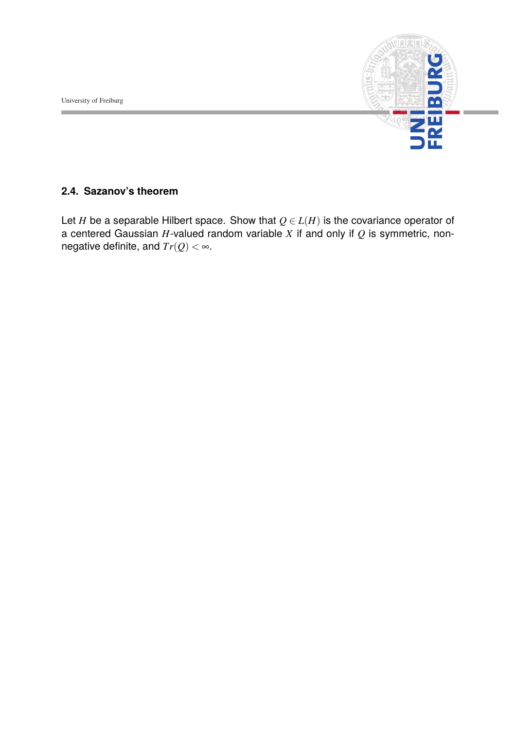## 2.4. Sazanov's theorem

Let $H$ be a separable Hilbert space. Show that $Q \in L(H)$ is the covariance operator of a centered Gaussian $H$-valued random variable $X$ if and only if $Q$ is symmetric, non-negative definite, and $Tr(Q) < \infty$.